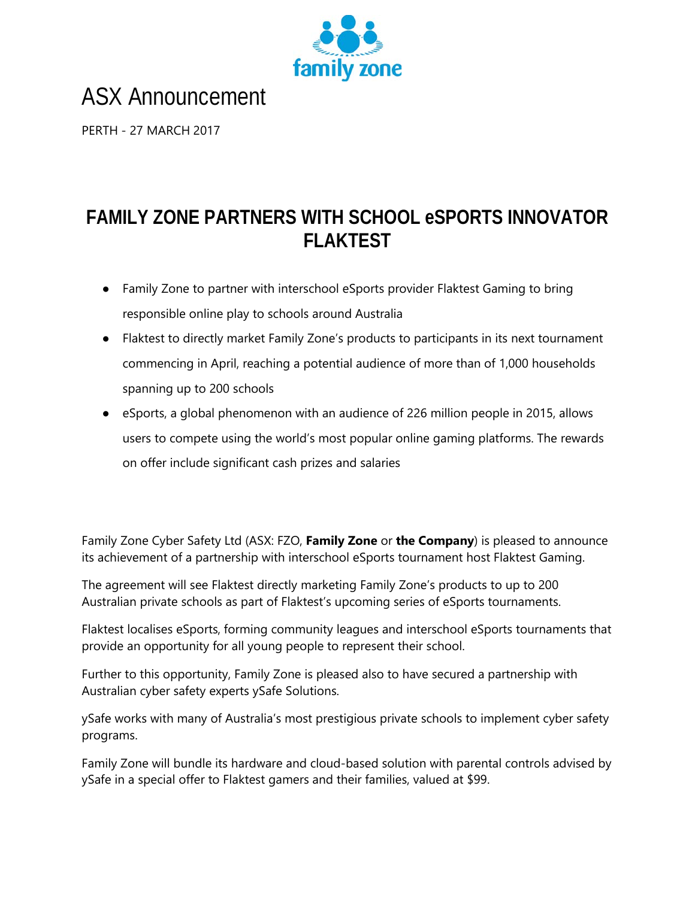family zone

# ASX Announcement

PERTH - 27 MARCH 2017

## FAMILY ZONE PARTNERS WITH SCHOOL eSPORTS INNOVATOR FLAKTEST

- Family Zone to partner with interschool eSports provider Flaktest Gaming to bring responsible online play to schools around Australia
- Flaktest to directly market Family Zone's products to participants in its next tournament commencing in April, reaching a potential audience of more than of 1,000 households spanning up to 200 schools
- eSports, a global phenomenon with an audience of 226 million people in 2015, allows users to compete using the world's most popular online gaming platforms. The rewards on offer include significant cash prizes and salaries

Family Zone Cyber Safety Ltd (ASX: FZO, **Family Zone** or **the Company**) is pleased to announce its achievement of a partnership with interschool eSports tournament host Flaktest Gaming.

The agreement will see Flaktest directly marketing Family Zone's products to up to 200 Australian private schools as part of Flaktest's upcoming series of eSports tournaments.

Flaktest localises eSports, forming community leagues and interschool eSports tournaments that provide an opportunity for all young people to represent their school.

Further to this opportunity, Family Zone is pleased also to have secured a partnership with Australian cyber safety experts ySafe Solutions.

ySafe works with many of Australia's most prestigious private schools to implement cyber safety programs.

Family Zone will bundle its hardware and cloud-based solution with parental controls advised by ySafe in a special offer to Flaktest gamers and their families, valued at $99.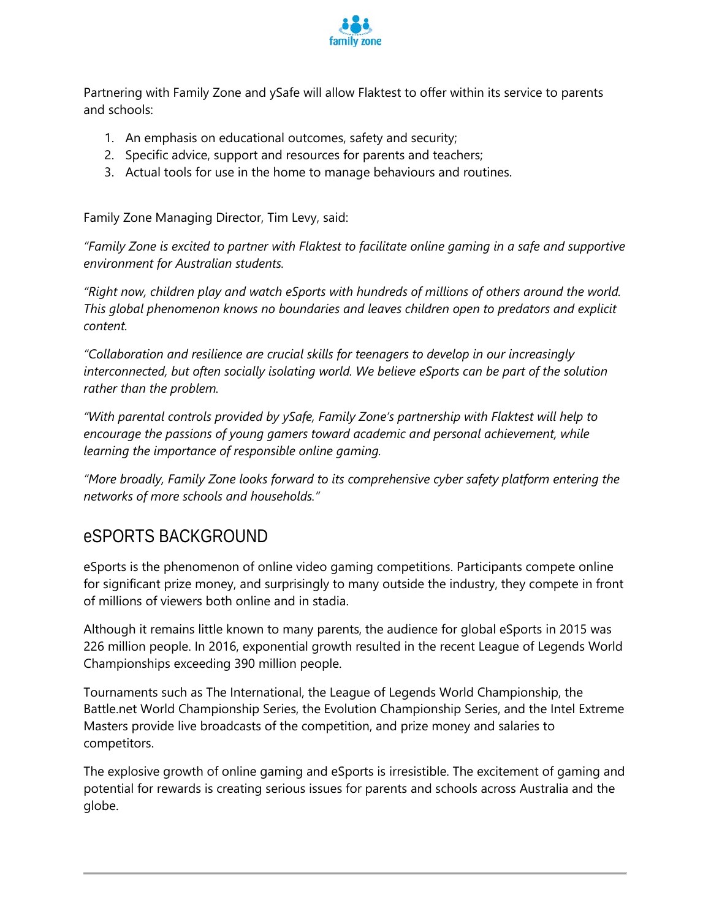Partnering with Family Zone and ySafe will allow Flaktest to offer within its service to parents and schools:

1. An emphasis on educational outcomes, safety and security;
2. Specific advice, support and resources for parents and teachers;
3. Actual tools for use in the home to manage behaviours and routines.

Family Zone Managing Director, Tim Levy, said:

*"Family Zone is excited to partner with Flaktest to facilitate online gaming in a safe and supportive environment for Australian students.*

*"Right now, children play and watch eSports with hundreds of millions of others around the world. This global phenomenon knows no boundaries and leaves children open to predators and explicit content.*

*"Collaboration and resilience are crucial skills for teenagers to develop in our increasingly interconnected, but often socially isolating world. We believe eSports can be part of the solution rather than the problem.*

*"With parental controls provided by ySafe, Family Zone's partnership with Flaktest will help to encourage the passions of young gamers toward academic and personal achievement, while learning the importance of responsible online gaming.*

*"More broadly, Family Zone looks forward to its comprehensive cyber safety platform entering the networks of more schools and households."*

## eSPORTS BACKGROUND

eSports is the phenomenon of online video gaming competitions. Participants compete online for significant prize money, and surprisingly to many outside the industry, they compete in front of millions of viewers both online and in stadia.

Although it remains little known to many parents, the audience for global eSports in 2015 was 226 million people. In 2016, exponential growth resulted in the recent League of Legends World Championships exceeding 390 million people.

Tournaments such as The International, the League of Legends World Championship, the Battle.net World Championship Series, the Evolution Championship Series, and the Intel Extreme Masters provide live broadcasts of the competition, and prize money and salaries to competitors.

The explosive growth of online gaming and eSports is irresistible. The excitement of gaming and potential for rewards is creating serious issues for parents and schools across Australia and the globe.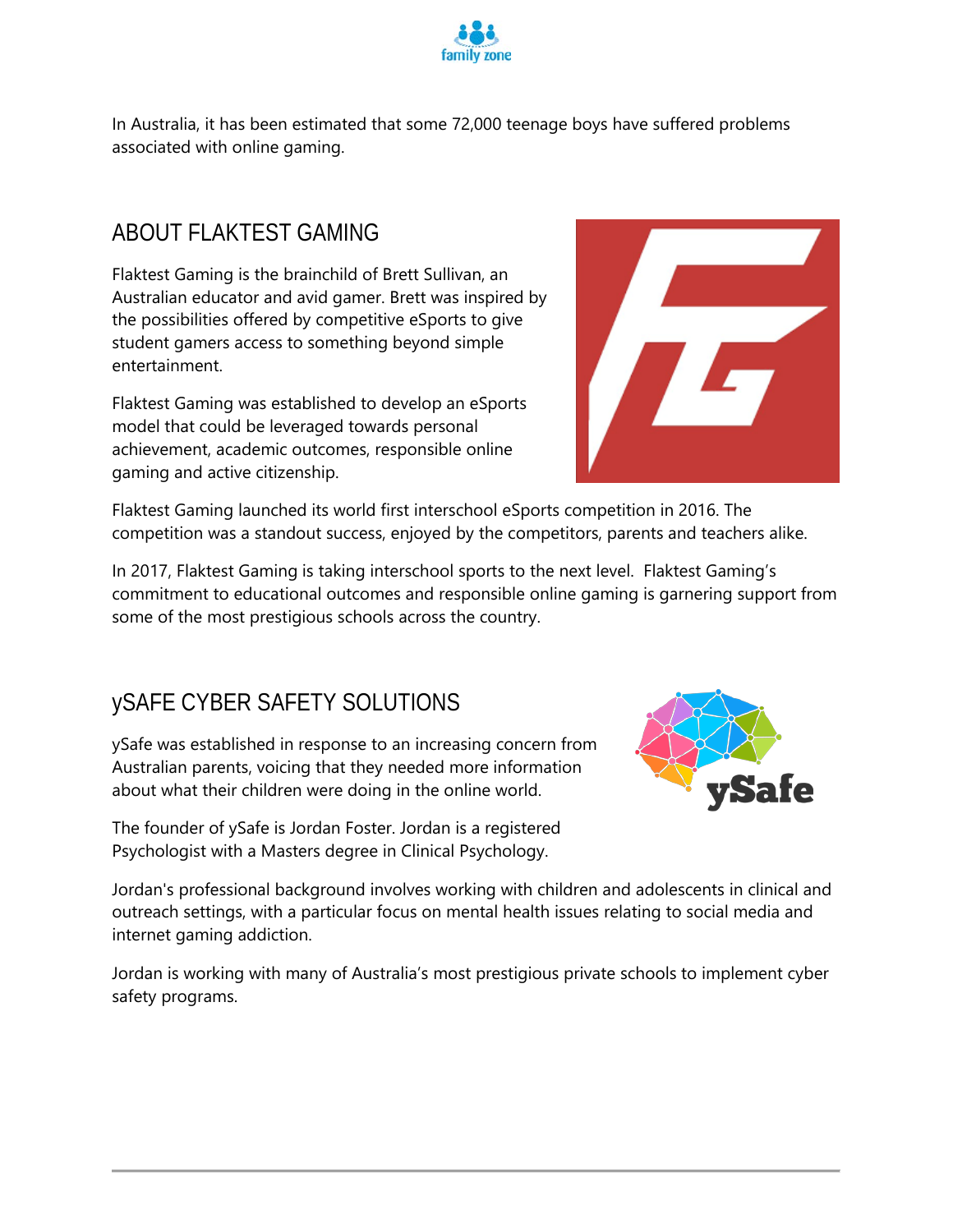In Australia, it has been estimated that some 72,000 teenage boys have suffered problems associated with online gaming.

## ABOUT FLAKTEST GAMING

Flaktest Gaming is the brainchild of Brett Sullivan, an Australian educator and avid gamer. Brett was inspired by the possibilities offered by competitive eSports to give student gamers access to something beyond simple entertainment.

Flaktest Gaming was established to develop an eSports model that could be leveraged towards personal achievement, academic outcomes, responsible online gaming and active citizenship.

Flaktest Gaming launched its world first interschool eSports competition in 2016. The competition was a standout success, enjoyed by the competitors, parents and teachers alike.

In 2017, Flaktest Gaming is taking interschool sports to the next level. Flaktest Gaming's commitment to educational outcomes and responsible online gaming is garnering support from some of the most prestigious schools across the country.

## ySAFE CYBER SAFETY SOLUTIONS

ySafe was established in response to an increasing concern from Australian parents, voicing that they needed more information about what their children were doing in the online world.

The founder of ySafe is Jordan Foster. Jordan is a registered Psychologist with a Masters degree in Clinical Psychology.

Jordan's professional background involves working with children and adolescents in clinical and outreach settings, with a particular focus on mental health issues relating to social media and internet gaming addiction.

Jordan is working with many of Australia's most prestigious private schools to implement cyber safety programs.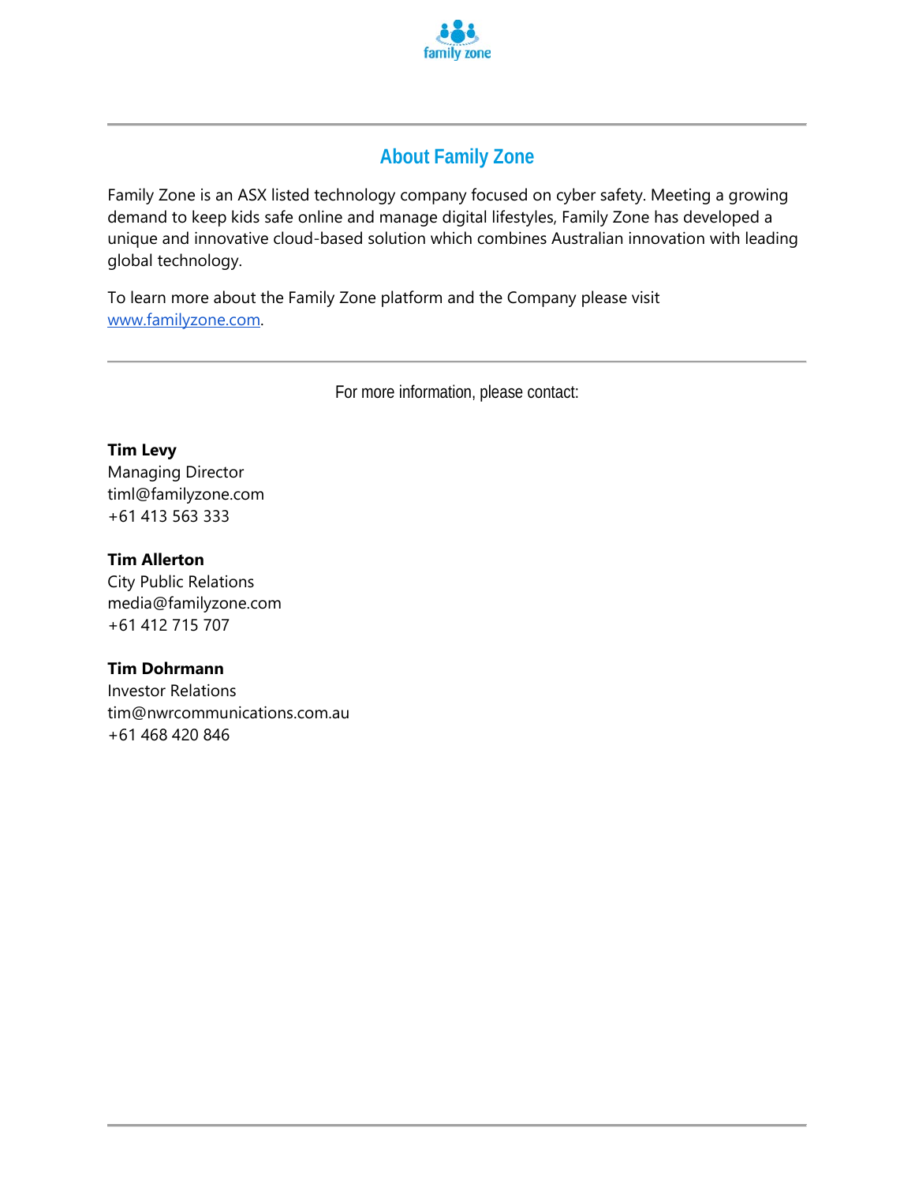## About Family Zone

Family Zone is an ASX listed technology company focused on cyber safety. Meeting a growing demand to keep kids safe online and manage digital lifestyles, Family Zone has developed a unique and innovative cloud-based solution which combines Australian innovation with leading global technology.

To learn more about the Family Zone platform and the Company please visit www.familyzone.com.

---

For more information, please contact:

**Tim Levy**
Managing Director
timl@familyzone.com
+61 413 563 333

**Tim Allerton**
City Public Relations
media@familyzone.com
+61 412 715 707

**Tim Dohrmann**
Investor Relations
tim@nwrcommunications.com.au
+61 468 420 846